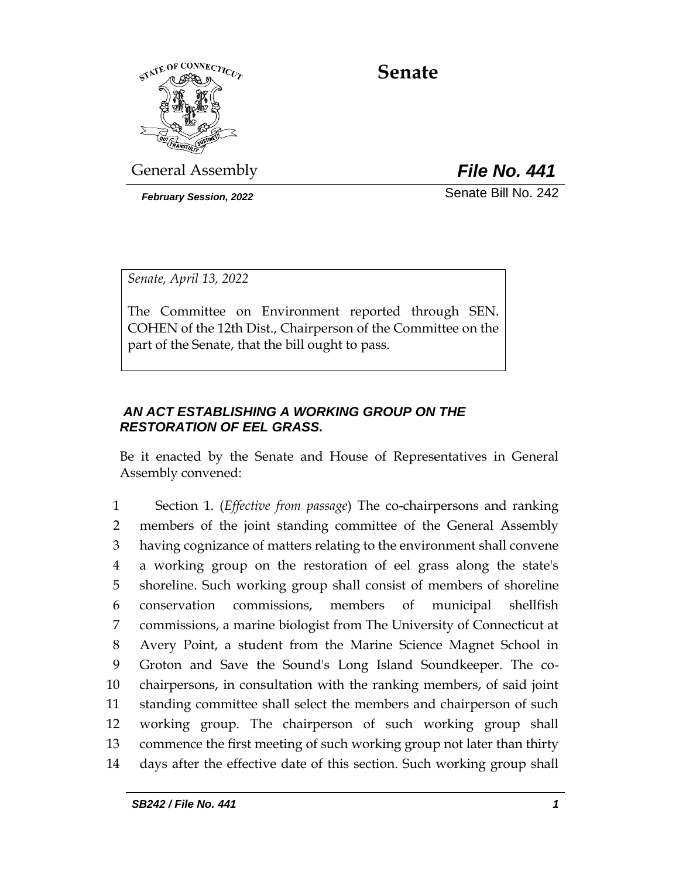# Senate

General Assembly

***File No. 441***

***February Session, 2022***

Senate Bill No. 242

*Senate, April 13, 2022*

The Committee on Environment reported through SEN. COHEN of the 12th Dist., Chairperson of the Committee on the part of the Senate, that the bill ought to pass.

***AN ACT ESTABLISHING A WORKING GROUP ON THE RESTORATION OF EEL GRASS.***

Be it enacted by the Senate and House of Representatives in General Assembly convened:

1 Section 1. (*Effective from passage*) The co-chairpersons and ranking
2 members of the joint standing committee of the General Assembly
3 having cognizance of matters relating to the environment shall convene
4 a working group on the restoration of eel grass along the state's
5 shoreline. Such working group shall consist of members of shoreline
6 conservation commissions, members of municipal shellfish
7 commissions, a marine biologist from The University of Connecticut at
8 Avery Point, a student from the Marine Science Magnet School in
9 Groton and Save the Sound's Long Island Soundkeeper. The co-
10 chairpersons, in consultation with the ranking members, of said joint
11 standing committee shall select the members and chairperson of such
12 working group. The chairperson of such working group shall
13 commence the first meeting of such working group not later than thirty
14 days after the effective date of this section. Such working group shall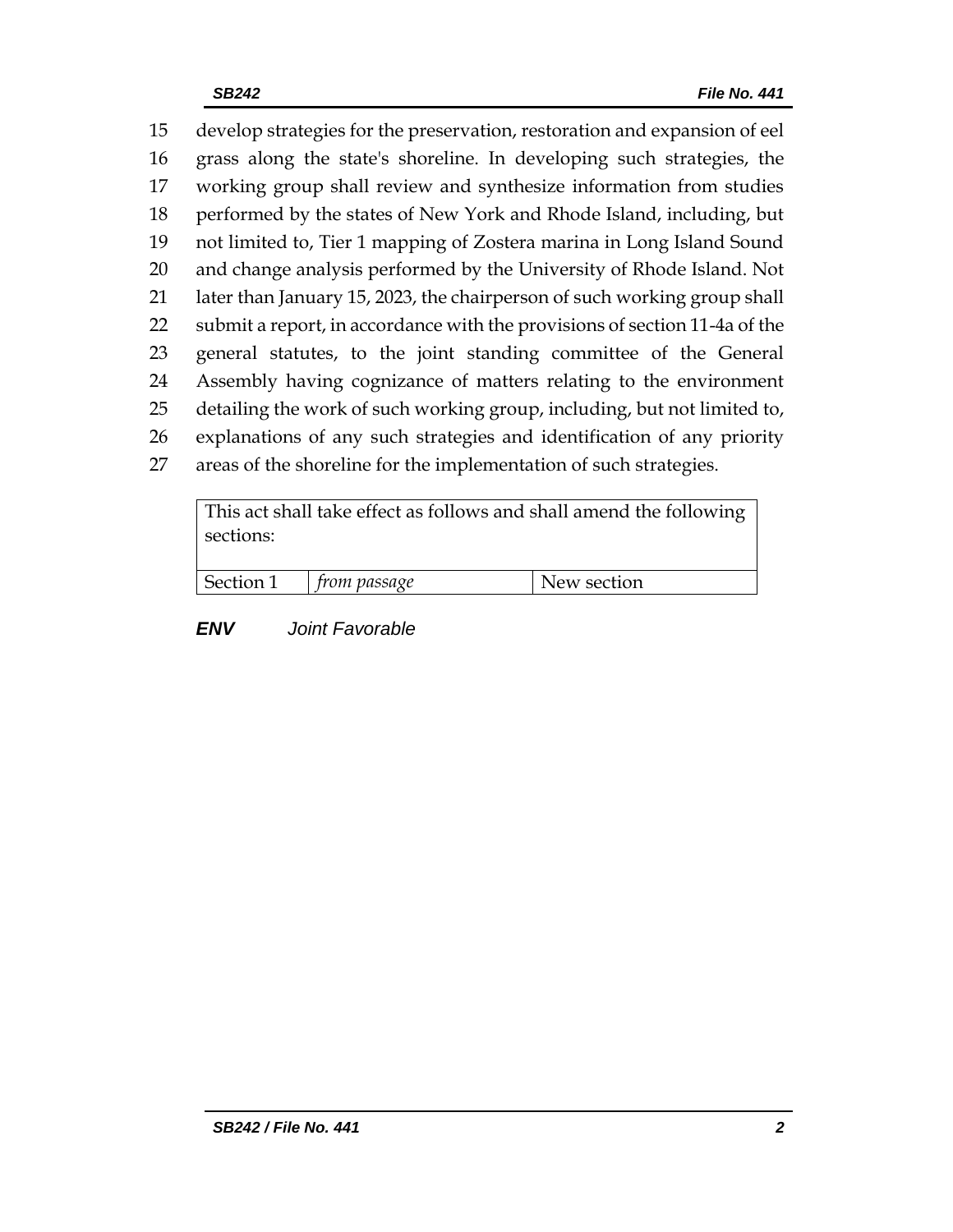15 develop strategies for the preservation, restoration and expansion of eel
16 grass along the state's shoreline. In developing such strategies, the
17 working group shall review and synthesize information from studies
18 performed by the states of New York and Rhode Island, including, but
19 not limited to, Tier 1 mapping of Zostera marina in Long Island Sound
20 and change analysis performed by the University of Rhode Island. Not
21 later than January 15, 2023, the chairperson of such working group shall
22 submit a report, in accordance with the provisions of section 11-4a of the
23 general statutes, to the joint standing committee of the General
24 Assembly having cognizance of matters relating to the environment
25 detailing the work of such working group, including, but not limited to,
26 explanations of any such strategies and identification of any priority
27 areas of the shoreline for the implementation of such strategies.

| This act shall take effect as follows and shall amend the following sections: | | |
|---|---|---|
| Section 1 | *from passage* | New section |

***ENV*** *Joint Favorable*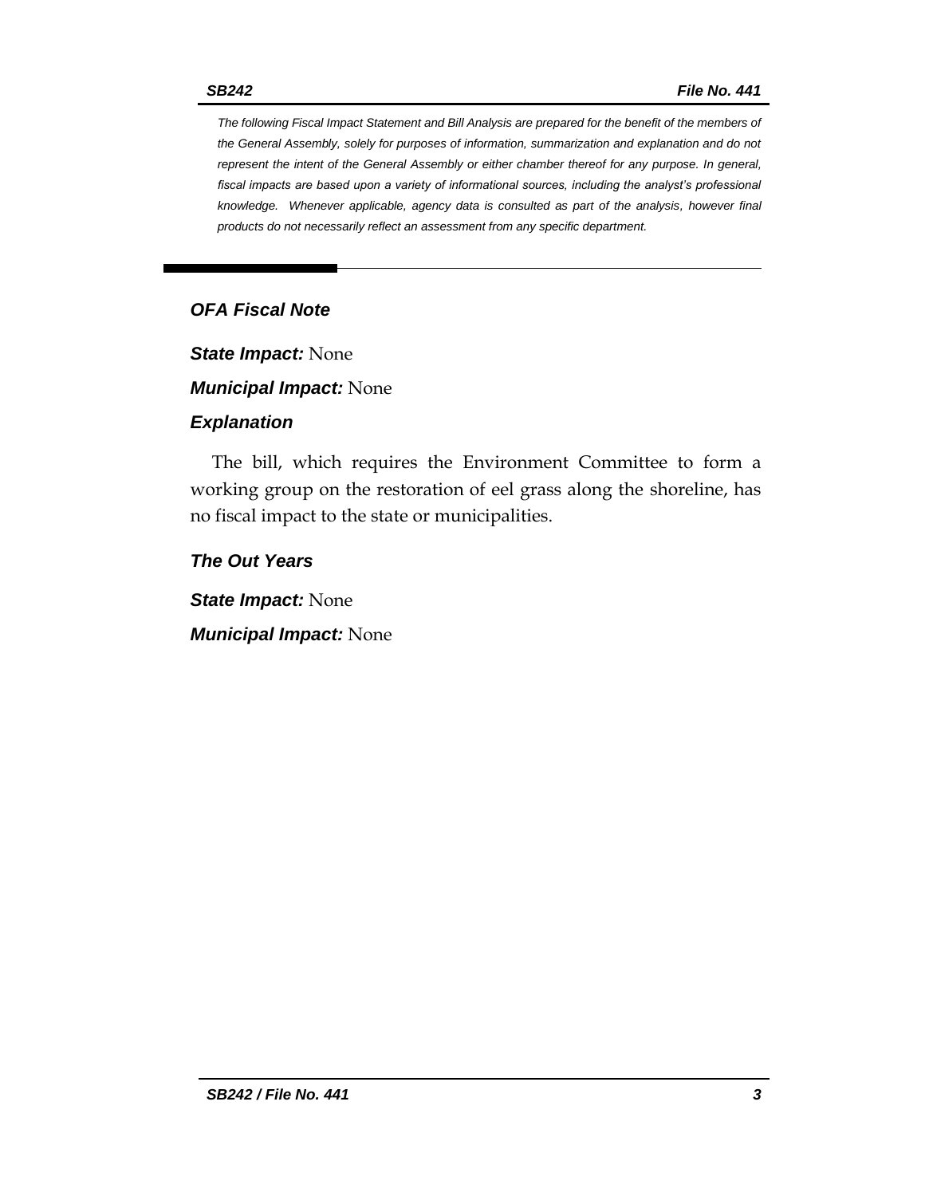*The following Fiscal Impact Statement and Bill Analysis are prepared for the benefit of the members of the General Assembly, solely for purposes of information, summarization and explanation and do not represent the intent of the General Assembly or either chamber thereof for any purpose. In general, fiscal impacts are based upon a variety of informational sources, including the analyst's professional knowledge. Whenever applicable, agency data is consulted as part of the analysis, however final products do not necessarily reflect an assessment from any specific department.*

## OFA Fiscal Note

***State Impact:*** None

***Municipal Impact:*** None

### Explanation

The bill, which requires the Environment Committee to form a working group on the restoration of eel grass along the shoreline, has no fiscal impact to the state or municipalities.

### The Out Years

***State Impact:*** None

***Municipal Impact:*** None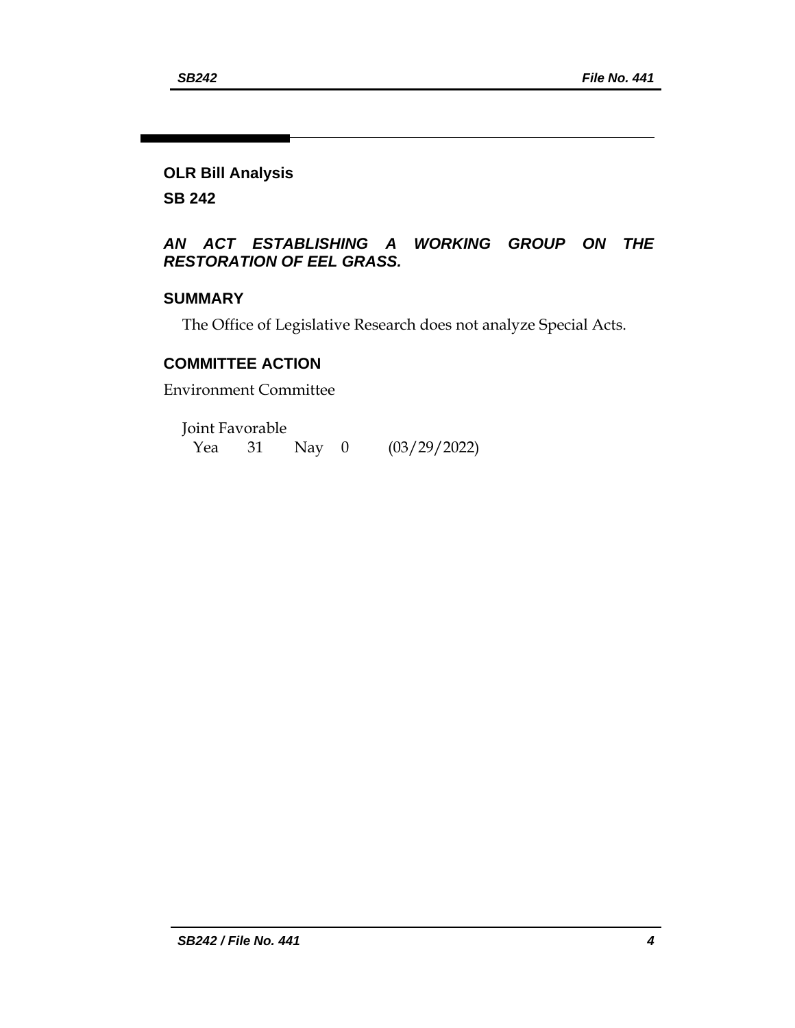# OLR Bill Analysis

## SB 242

### *AN ACT ESTABLISHING A WORKING GROUP ON THE RESTORATION OF EEL GRASS.*

### SUMMARY

The Office of Legislative Research does not analyze Special Acts.

### COMMITTEE ACTION

Environment Committee

Joint Favorable
Yea 31 Nay 0 (03/29/2022)